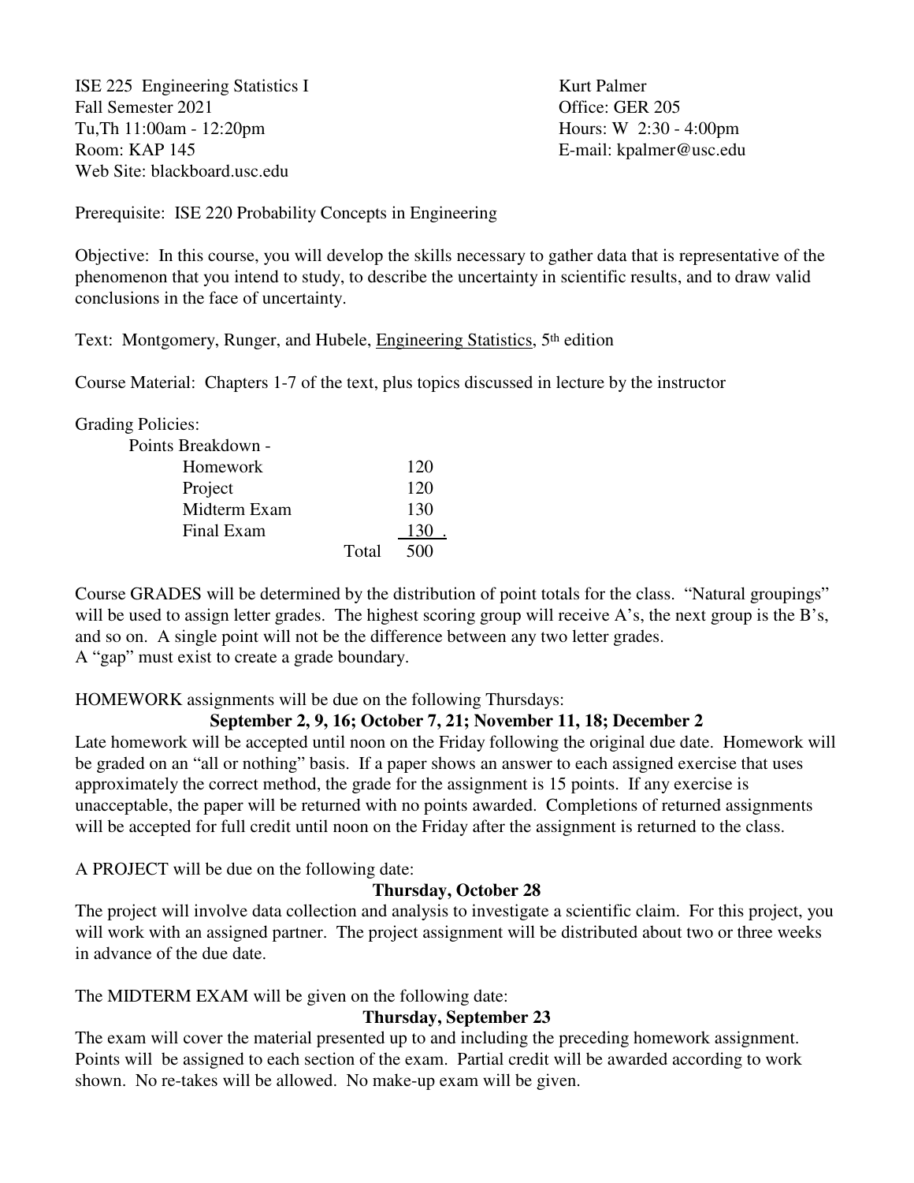ISE 225 Engineering Statistics I
Fall Semester 2021
Tu,Th 11:00am - 12:20pm
Room: KAP 145
Web Site: blackboard.usc.edu

Kurt Palmer
Office: GER 205
Hours: W 2:30 - 4:00pm
E-mail: kpalmer@usc.edu

Prerequisite: ISE 220 Probability Concepts in Engineering

Objective: In this course, you will develop the skills necessary to gather data that is representative of the phenomenon that you intend to study, to describe the uncertainty in scientific results, and to draw valid conclusions in the face of uncertainty.

Text: Montgomery, Runger, and Hubele, Engineering Statistics, 5th edition

Course Material: Chapters 1-7 of the text, plus topics discussed in lecture by the instructor

Grading Policies:

Points Breakdown -

| | |
|---|---|
| Homework | 120 |
| Project | 120 |
| Midterm Exam | 130 |
| Final Exam | 130 |
| Total | 500 |

Course GRADES will be determined by the distribution of point totals for the class. "Natural groupings" will be used to assign letter grades. The highest scoring group will receive A's, the next group is the B's, and so on. A single point will not be the difference between any two letter grades. A "gap" must exist to create a grade boundary.

HOMEWORK assignments will be due on the following Thursdays:

**September 2, 9, 16; October 7, 21; November 11, 18; December 2**

Late homework will be accepted until noon on the Friday following the original due date. Homework will be graded on an "all or nothing" basis. If a paper shows an answer to each assigned exercise that uses approximately the correct method, the grade for the assignment is 15 points. If any exercise is unacceptable, the paper will be returned with no points awarded. Completions of returned assignments will be accepted for full credit until noon on the Friday after the assignment is returned to the class.

A PROJECT will be due on the following date:

**Thursday, October 28**

The project will involve data collection and analysis to investigate a scientific claim. For this project, you will work with an assigned partner. The project assignment will be distributed about two or three weeks in advance of the due date.

The MIDTERM EXAM will be given on the following date:

**Thursday, September 23**

The exam will cover the material presented up to and including the preceding homework assignment. Points will be assigned to each section of the exam. Partial credit will be awarded according to work shown. No re-takes will be allowed. No make-up exam will be given.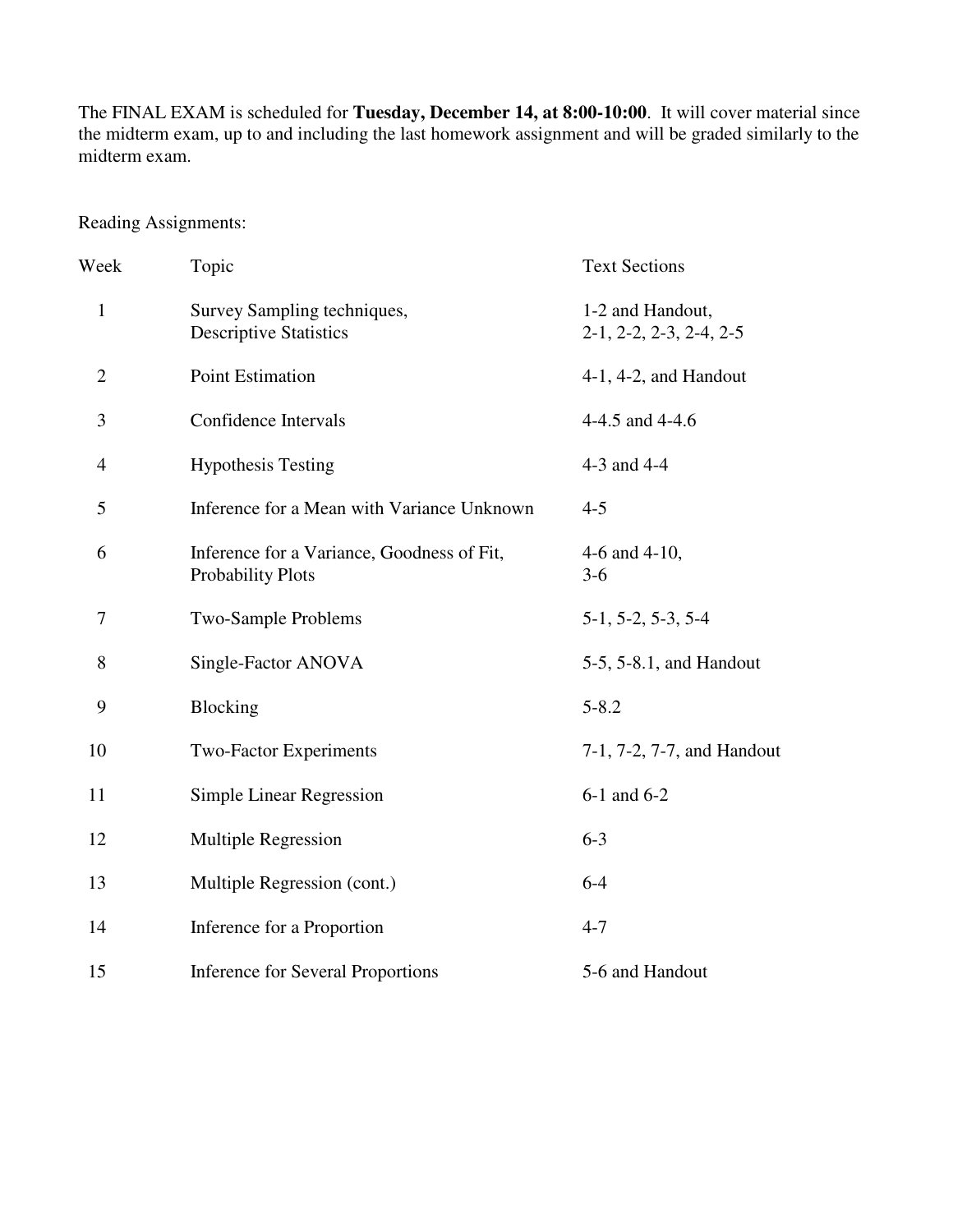The FINAL EXAM is scheduled for **Tuesday, December 14, at 8:00-10:00**. It will cover material since the midterm exam, up to and including the last homework assignment and will be graded similarly to the midterm exam.

Reading Assignments:

| Week | Topic | Text Sections |
|---|---|---|
| 1 | Survey Sampling techniques, Descriptive Statistics | 1-2 and Handout, 2-1, 2-2, 2-3, 2-4, 2-5 |
| 2 | Point Estimation | 4-1, 4-2, and Handout |
| 3 | Confidence Intervals | 4-4.5 and 4-4.6 |
| 4 | Hypothesis Testing | 4-3 and 4-4 |
| 5 | Inference for a Mean with Variance Unknown | 4-5 |
| 6 | Inference for a Variance, Goodness of Fit, Probability Plots | 4-6 and 4-10, 3-6 |
| 7 | Two-Sample Problems | 5-1, 5-2, 5-3, 5-4 |
| 8 | Single-Factor ANOVA | 5-5, 5-8.1, and Handout |
| 9 | Blocking | 5-8.2 |
| 10 | Two-Factor Experiments | 7-1, 7-2, 7-7, and Handout |
| 11 | Simple Linear Regression | 6-1 and 6-2 |
| 12 | Multiple Regression | 6-3 |
| 13 | Multiple Regression (cont.) | 6-4 |
| 14 | Inference for a Proportion | 4-7 |
| 15 | Inference for Several Proportions | 5-6 and Handout |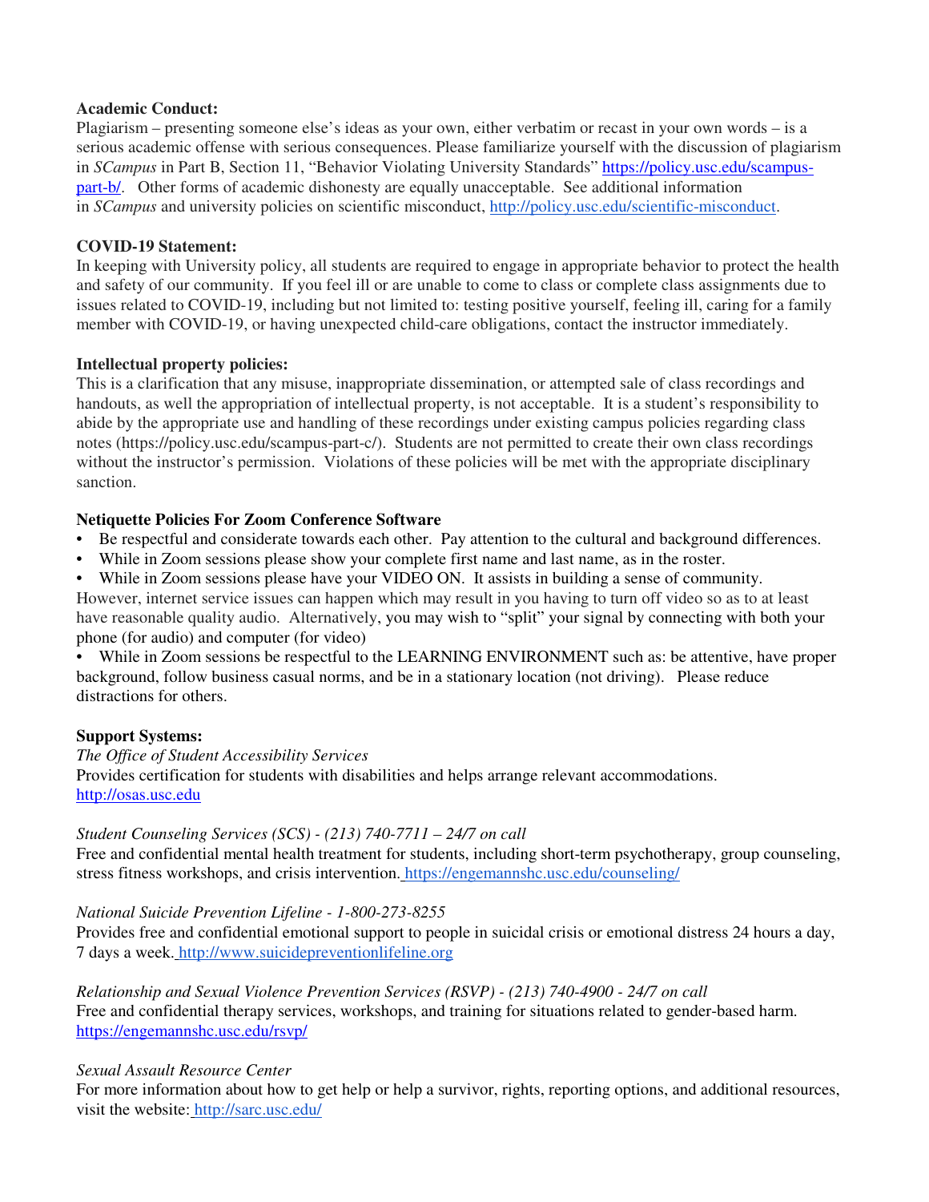**Academic Conduct:**

Plagiarism – presenting someone else's ideas as your own, either verbatim or recast in your own words – is a serious academic offense with serious consequences. Please familiarize yourself with the discussion of plagiarism in *SCampus* in Part B, Section 11, "Behavior Violating University Standards" https://policy.usc.edu/scampus-part-b/. Other forms of academic dishonesty are equally unacceptable. See additional information in *SCampus* and university policies on scientific misconduct, http://policy.usc.edu/scientific-misconduct.

**COVID-19 Statement:**

In keeping with University policy, all students are required to engage in appropriate behavior to protect the health and safety of our community. If you feel ill or are unable to come to class or complete class assignments due to issues related to COVID-19, including but not limited to: testing positive yourself, feeling ill, caring for a family member with COVID-19, or having unexpected child-care obligations, contact the instructor immediately.

**Intellectual property policies:**

This is a clarification that any misuse, inappropriate dissemination, or attempted sale of class recordings and handouts, as well the appropriation of intellectual property, is not acceptable. It is a student's responsibility to abide by the appropriate use and handling of these recordings under existing campus policies regarding class notes (https://policy.usc.edu/scampus-part-c/). Students are not permitted to create their own class recordings without the instructor's permission. Violations of these policies will be met with the appropriate disciplinary sanction.

**Netiquette Policies For Zoom Conference Software**

- Be respectful and considerate towards each other. Pay attention to the cultural and background differences.
- While in Zoom sessions please show your complete first name and last name, as in the roster.
- While in Zoom sessions please have your VIDEO ON. It assists in building a sense of community.

However, internet service issues can happen which may result in you having to turn off video so as to at least have reasonable quality audio. Alternatively, you may wish to "split" your signal by connecting with both your phone (for audio) and computer (for video)

- While in Zoom sessions be respectful to the LEARNING ENVIRONMENT such as: be attentive, have proper background, follow business casual norms, and be in a stationary location (not driving). Please reduce distractions for others.

**Support Systems:**

*The Office of Student Accessibility Services*

Provides certification for students with disabilities and helps arrange relevant accommodations.
http://osas.usc.edu

*Student Counseling Services (SCS) - (213) 740-7711 – 24/7 on call*

Free and confidential mental health treatment for students, including short-term psychotherapy, group counseling, stress fitness workshops, and crisis intervention. https://engemannshc.usc.edu/counseling/

*National Suicide Prevention Lifeline - 1-800-273-8255*

Provides free and confidential emotional support to people in suicidal crisis or emotional distress 24 hours a day, 7 days a week. http://www.suicidepreventionlifeline.org

*Relationship and Sexual Violence Prevention Services (RSVP) - (213) 740-4900 - 24/7 on call*

Free and confidential therapy services, workshops, and training for situations related to gender-based harm.
https://engemannshc.usc.edu/rsvp/

*Sexual Assault Resource Center*

For more information about how to get help or help a survivor, rights, reporting options, and additional resources, visit the website: http://sarc.usc.edu/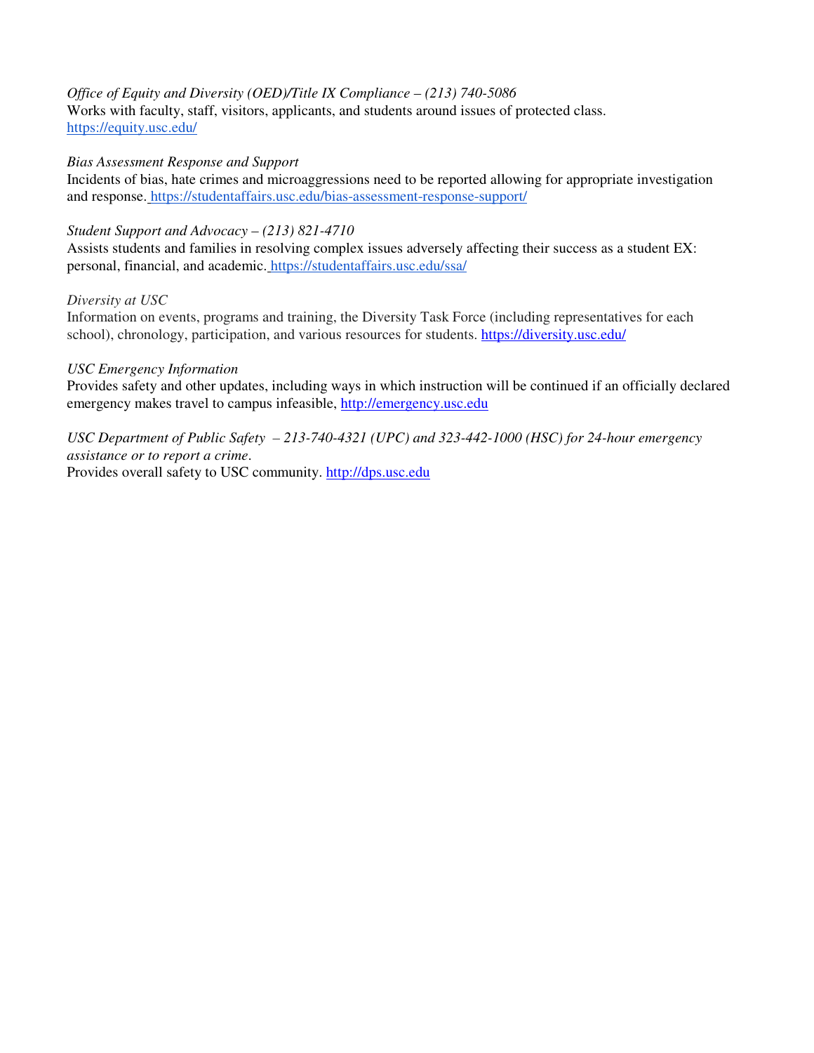*Office of Equity and Diversity (OED)/Title IX Compliance – (213) 740-5086*
Works with faculty, staff, visitors, applicants, and students around issues of protected class. https://equity.usc.edu/

*Bias Assessment Response and Support*
Incidents of bias, hate crimes and microaggressions need to be reported allowing for appropriate investigation and response. https://studentaffairs.usc.edu/bias-assessment-response-support/

*Student Support and Advocacy – (213) 821-4710*
Assists students and families in resolving complex issues adversely affecting their success as a student EX: personal, financial, and academic. https://studentaffairs.usc.edu/ssa/

*Diversity at USC*
Information on events, programs and training, the Diversity Task Force (including representatives for each school), chronology, participation, and various resources for students. https://diversity.usc.edu/

*USC Emergency Information*
Provides safety and other updates, including ways in which instruction will be continued if an officially declared emergency makes travel to campus infeasible, http://emergency.usc.edu

*USC Department of Public Safety – 213-740-4321 (UPC) and 323-442-1000 (HSC) for 24-hour emergency assistance or to report a crime.*
Provides overall safety to USC community. http://dps.usc.edu